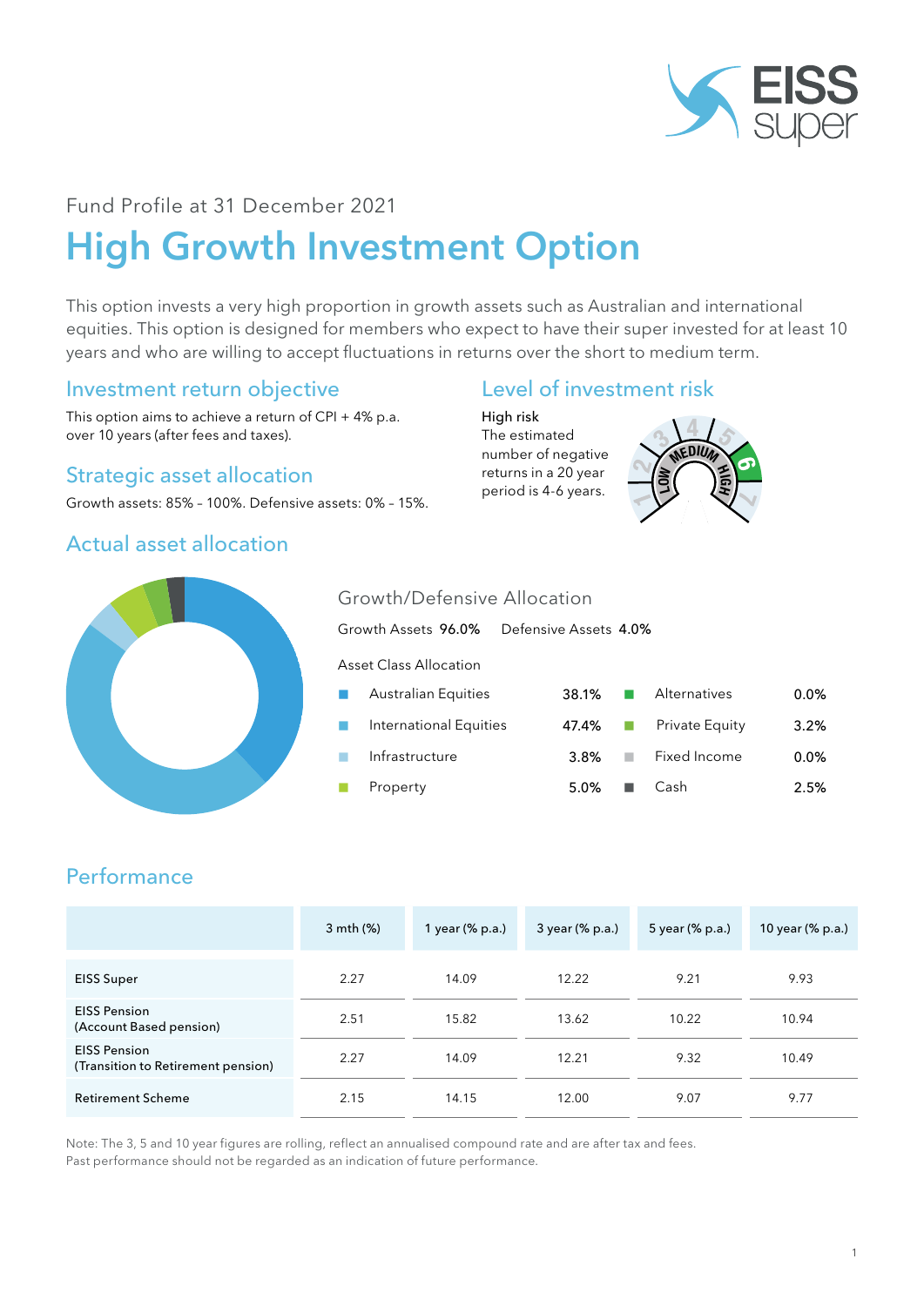Fund Profile at 31 December 2021

# High Growth Investment Option

This option invests a very high proportion in growth assets such as Australian and international equities. This option is designed for members who expect to have their super invested for at least 10 years and who are willing to accept fluctuations in returns over the short to medium term.

## Investment return objective

This option aims to achieve a return of CPI + 4% p.a. over 10 years (after fees and taxes).

## Strategic asset allocation

Growth assets: 85% – 100%. Defensive assets: 0% – 15%.

## Level of investment risk

High risk
The estimated number of negative returns in a 20 year period is 4-6 years.

## Actual asset allocation

### Growth/Defensive Allocation

Growth Assets **96.0%** Defensive Assets **4.0%**

Asset Class Allocation

| Asset Class | % | Asset Class | % |
|---|---|---|---|
| Australian Equities | 38.1% | Alternatives | 0.0% |
| International Equities | 47.4% | Private Equity | 3.2% |
| Infrastructure | 3.8% | Fixed Income | 0.0% |
| Property | 5.0% | Cash | 2.5% |

## Performance

| | 3 mth (%) | 1 year (% p.a.) | 3 year (% p.a.) | 5 year (% p.a.) | 10 year (% p.a.) |
|---|---|---|---|---|---|
| EISS Super | 2.27 | 14.09 | 12.22 | 9.21 | 9.93 |
| EISS Pension (Account Based pension) | 2.51 | 15.82 | 13.62 | 10.22 | 10.94 |
| EISS Pension (Transition to Retirement pension) | 2.27 | 14.09 | 12.21 | 9.32 | 10.49 |
| Retirement Scheme | 2.15 | 14.15 | 12.00 | 9.07 | 9.77 |

Note: The 3, 5 and 10 year figures are rolling, reflect an annualised compound rate and are after tax and fees.
Past performance should not be regarded as an indication of future performance.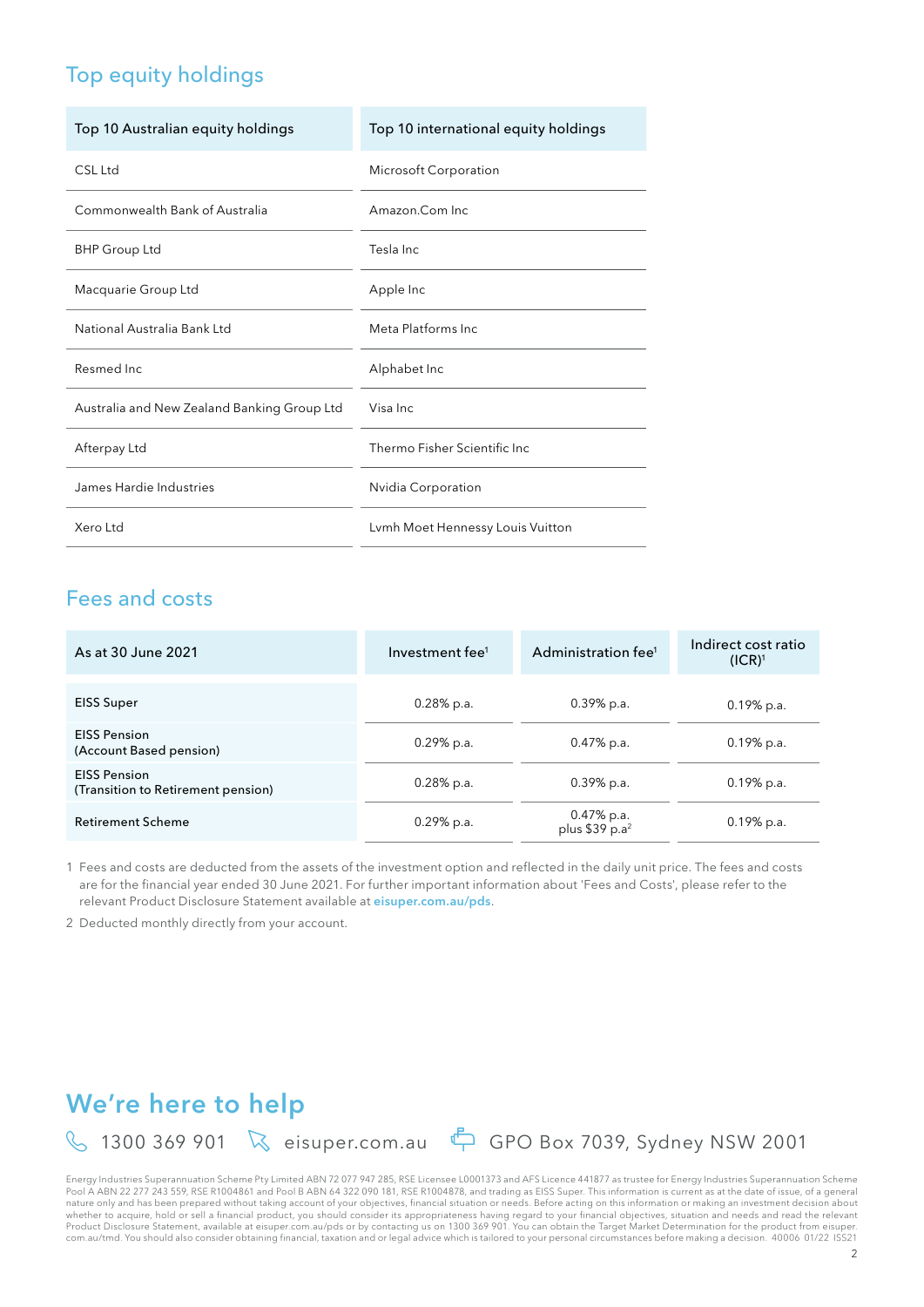## Top equity holdings

| Top 10 Australian equity holdings | Top 10 international equity holdings |
|---|---|
| CSL Ltd | Microsoft Corporation |
| Commonwealth Bank of Australia | Amazon.Com Inc |
| BHP Group Ltd | Tesla Inc |
| Macquarie Group Ltd | Apple Inc |
| National Australia Bank Ltd | Meta Platforms Inc |
| Resmed Inc | Alphabet Inc |
| Australia and New Zealand Banking Group Ltd | Visa Inc |
| Afterpay Ltd | Thermo Fisher Scientific Inc |
| James Hardie Industries | Nvidia Corporation |
| Xero Ltd | Lvmh Moet Hennessy Louis Vuitton |

## Fees and costs

| As at 30 June 2021 | Investment fee[1] | Administration fee[1] | Indirect cost ratio (ICR)[1] |
|---|---|---|---|
| EISS Super | 0.28% p.a. | 0.39% p.a. | 0.19% p.a. |
| EISS Pension (Account Based pension) | 0.29% p.a. | 0.47% p.a. | 0.19% p.a. |
| EISS Pension (Transition to Retirement pension) | 0.28% p.a. | 0.39% p.a. | 0.19% p.a. |
| Retirement Scheme | 0.29% p.a. | 0.47% p.a. plus $39 p.a[2] | 0.19% p.a. |

1 Fees and costs are deducted from the assets of the investment option and reflected in the daily unit price. The fees and costs are for the financial year ended 30 June 2021. For further important information about 'Fees and Costs', please refer to the relevant Product Disclosure Statement available at **eisuper.com.au/pds**.

2 Deducted monthly directly from your account.

## We're here to help

1300 369 901 eisuper.com.au GPO Box 7039, Sydney NSW 2001

Energy Industries Superannuation Scheme Pty Limited ABN 72 077 947 285, RSE Licensee L0001373 and AFS Licence 441877 as trustee for Energy Industries Superannuation Scheme Pool A ABN 22 277 243 559, RSE R1004861 and Pool B ABN 64 322 090 181, RSE R1004878, and trading as EISS Super. This information is current as at the date of issue, of a general nature only and has been prepared without taking account of your objectives, financial situation or needs. Before acting on this information or making an investment decision about whether to acquire, hold or sell a financial product, you should consider its appropriateness having regard to your financial objectives, situation and needs and read the relevant Product Disclosure Statement, available at eisuper.com.au/pds or by contacting us on 1300 369 901. You can obtain the Target Market Determination for the product from eisuper.com.au/tmd. You should also consider obtaining financial, taxation and or legal advice which is tailored to your personal circumstances before making a decision. 40006 01/22 ISS21